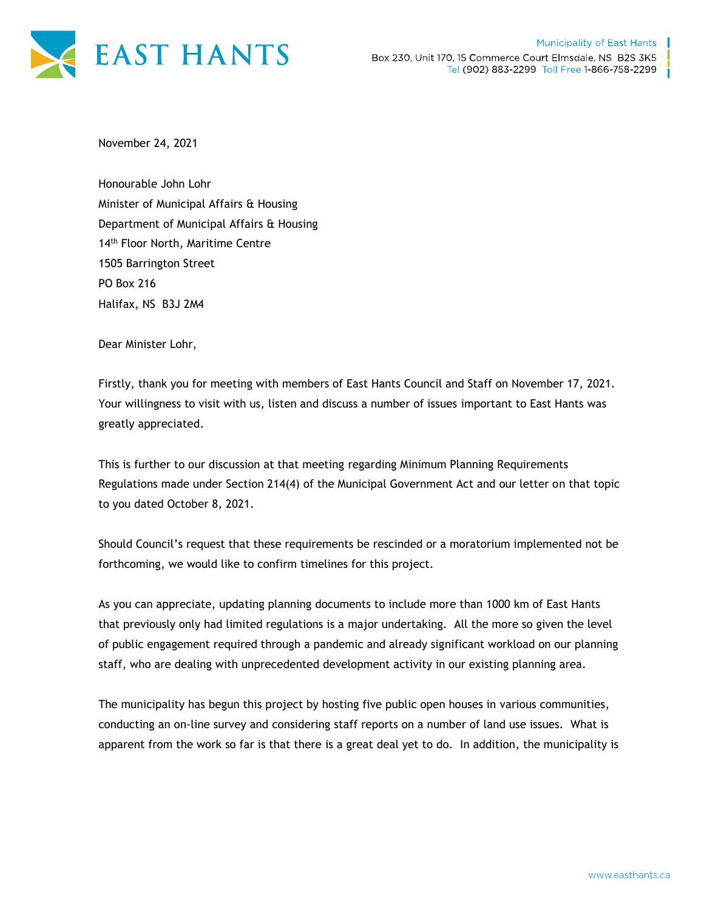EAST HANTS

Municipality of East Hants
Box 230, Unit 170, 15 Commerce Court Elmsdale, NS B2S 3K5
Tel (902) 883-2299 Toll Free 1-866-758-2299

November 24, 2021

Honourable John Lohr
Minister of Municipal Affairs & Housing
Department of Municipal Affairs & Housing
14th Floor North, Maritime Centre
1505 Barrington Street
PO Box 216
Halifax, NS B3J 2M4

Dear Minister Lohr,

Firstly, thank you for meeting with members of East Hants Council and Staff on November 17, 2021. Your willingness to visit with us, listen and discuss a number of issues important to East Hants was greatly appreciated.

This is further to our discussion at that meeting regarding Minimum Planning Requirements Regulations made under Section 214(4) of the Municipal Government Act and our letter on that topic to you dated October 8, 2021.

Should Council's request that these requirements be rescinded or a moratorium implemented not be forthcoming, we would like to confirm timelines for this project.

As you can appreciate, updating planning documents to include more than 1000 km of East Hants that previously only had limited regulations is a major undertaking. All the more so given the level of public engagement required through a pandemic and already significant workload on our planning staff, who are dealing with unprecedented development activity in our existing planning area.

The municipality has begun this project by hosting five public open houses in various communities, conducting an on-line survey and considering staff reports on a number of land use issues. What is apparent from the work so far is that there is a great deal yet to do. In addition, the municipality is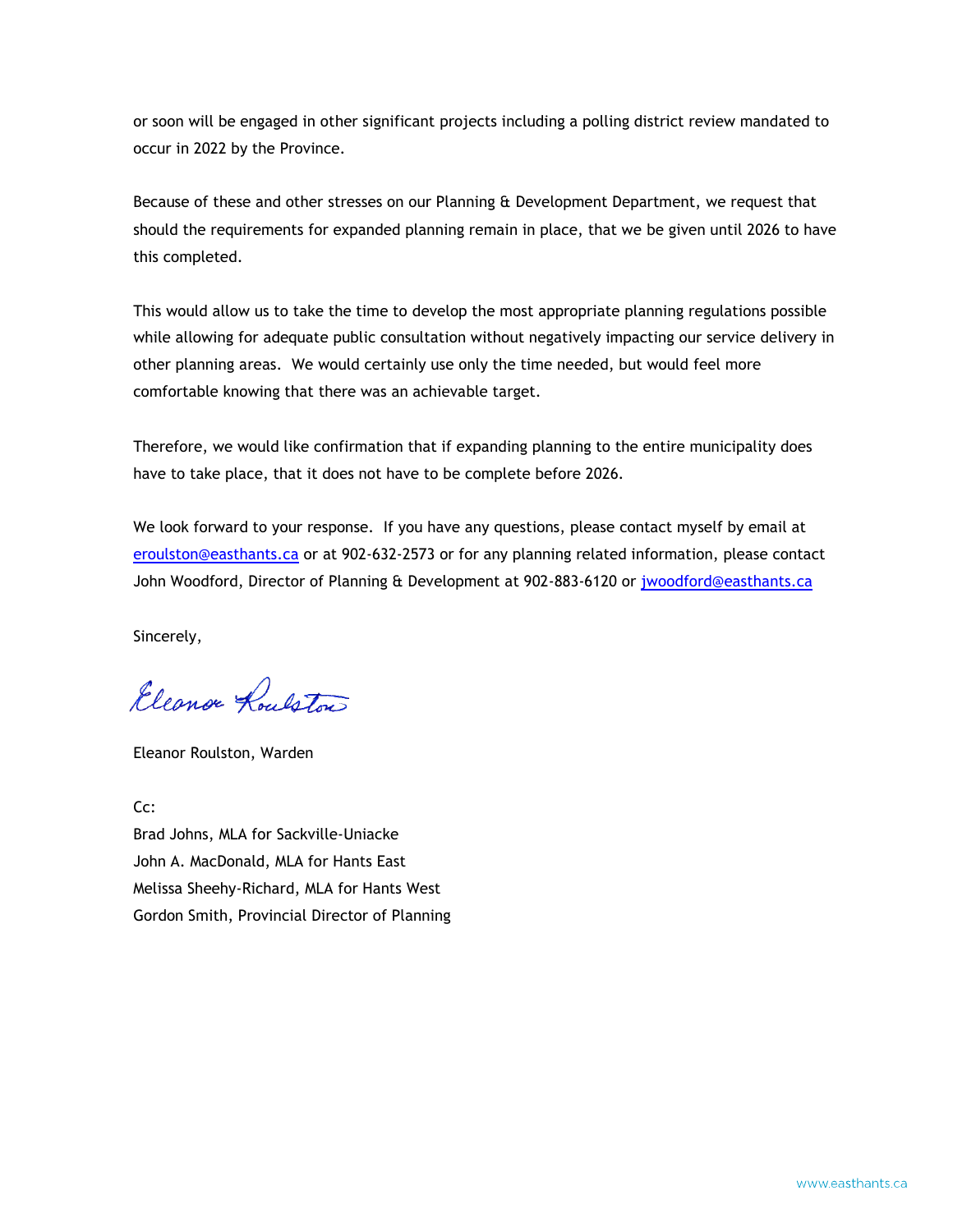or soon will be engaged in other significant projects including a polling district review mandated to occur in 2022 by the Province.

Because of these and other stresses on our Planning & Development Department, we request that should the requirements for expanded planning remain in place, that we be given until 2026 to have this completed.

This would allow us to take the time to develop the most appropriate planning regulations possible while allowing for adequate public consultation without negatively impacting our service delivery in other planning areas. We would certainly use only the time needed, but would feel more comfortable knowing that there was an achievable target.

Therefore, we would like confirmation that if expanding planning to the entire municipality does have to take place, that it does not have to be complete before 2026.

We look forward to your response. If you have any questions, please contact myself by email at eroulston@easthants.ca or at 902-632-2573 or for any planning related information, please contact John Woodford, Director of Planning & Development at 902-883-6120 or jwoodford@easthants.ca

Sincerely,

Eleanor Roulston

Eleanor Roulston, Warden

Cc:
Brad Johns, MLA for Sackville-Uniacke
John A. MacDonald, MLA for Hants East
Melissa Sheehy-Richard, MLA for Hants West
Gordon Smith, Provincial Director of Planning